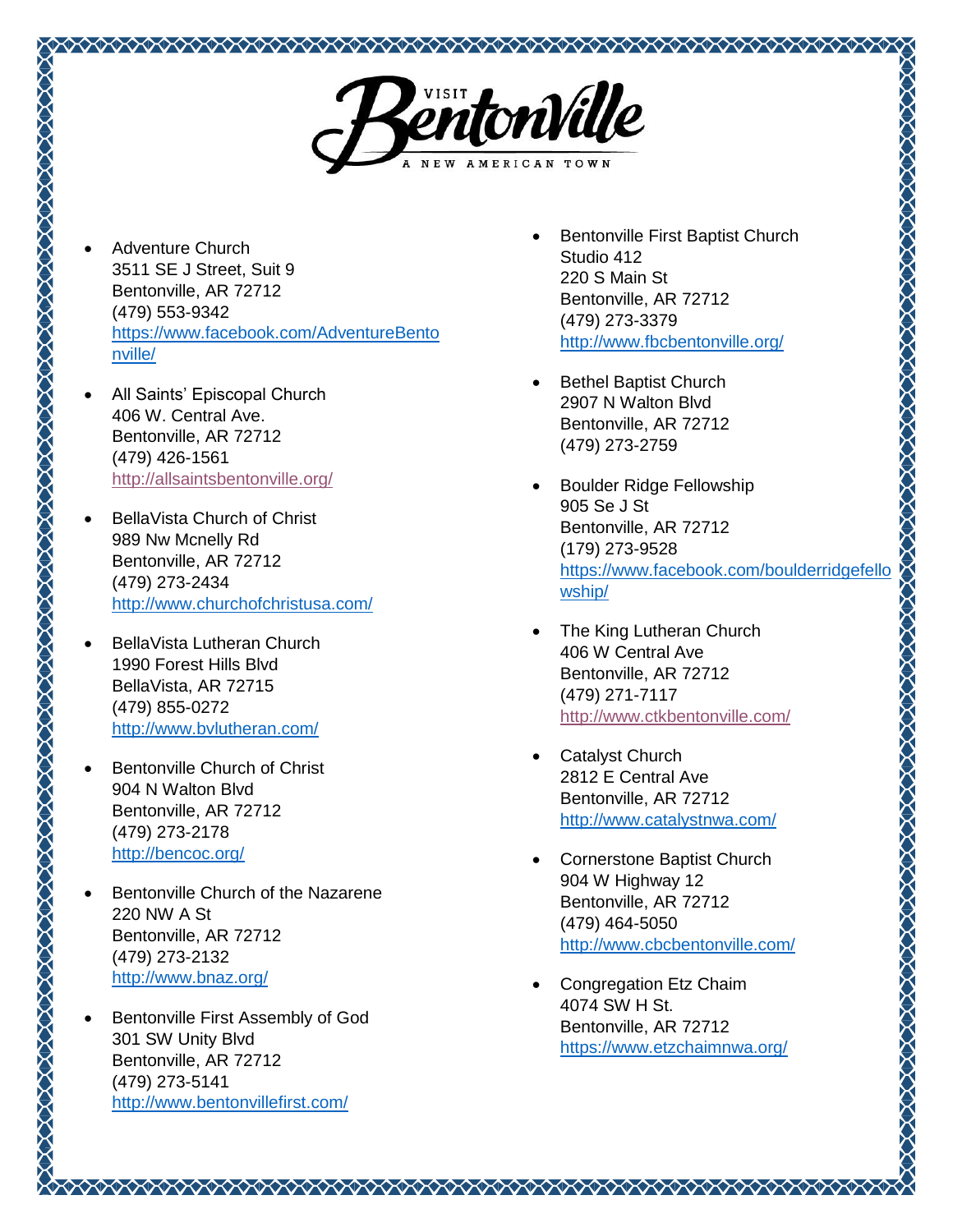# VISIT Bentonville

A NEW AMERICAN TOWN

- Adventure Church
  3511 SE J Street, Suit 9
  Bentonville, AR 72712
  (479) 553-9342
  https://www.facebook.com/AdventureBentonville/

- All Saints' Episcopal Church
  406 W. Central Ave.
  Bentonville, AR 72712
  (479) 426-1561
  http://allsaintsbentonville.org/

- BellaVista Church of Christ
  989 Nw Mcnelly Rd
  Bentonville, AR 72712
  (479) 273-2434
  http://www.churchofchristusa.com/

- BellaVista Lutheran Church
  1990 Forest Hills Blvd
  BellaVista, AR 72715
  (479) 855-0272
  http://www.bvlutheran.com/

- Bentonville Church of Christ
  904 N Walton Blvd
  Bentonville, AR 72712
  (479) 273-2178
  http://bencoc.org/

- Bentonville Church of the Nazarene
  220 NW A St
  Bentonville, AR 72712
  (479) 273-2132
  http://www.bnaz.org/

- Bentonville First Assembly of God
  301 SW Unity Blvd
  Bentonville, AR 72712
  (479) 273-5141
  http://www.bentonvillefirst.com/

- Bentonville First Baptist Church
  Studio 412
  220 S Main St
  Bentonville, AR 72712
  (479) 273-3379
  http://www.fbcbentonville.org/

- Bethel Baptist Church
  2907 N Walton Blvd
  Bentonville, AR 72712
  (479) 273-2759

- Boulder Ridge Fellowship
  905 Se J St
  Bentonville, AR 72712
  (179) 273-9528
  https://www.facebook.com/boulderridgefellowship/

- The King Lutheran Church
  406 W Central Ave
  Bentonville, AR 72712
  (479) 271-7117
  http://www.ctkbentonville.com/

- Catalyst Church
  2812 E Central Ave
  Bentonville, AR 72712
  http://www.catalystnwa.com/

- Cornerstone Baptist Church
  904 W Highway 12
  Bentonville, AR 72712
  (479) 464-5050
  http://www.cbcbentonville.com/

- Congregation Etz Chaim
  4074 SW H St.
  Bentonville, AR 72712
  https://www.etzchaimnwa.org/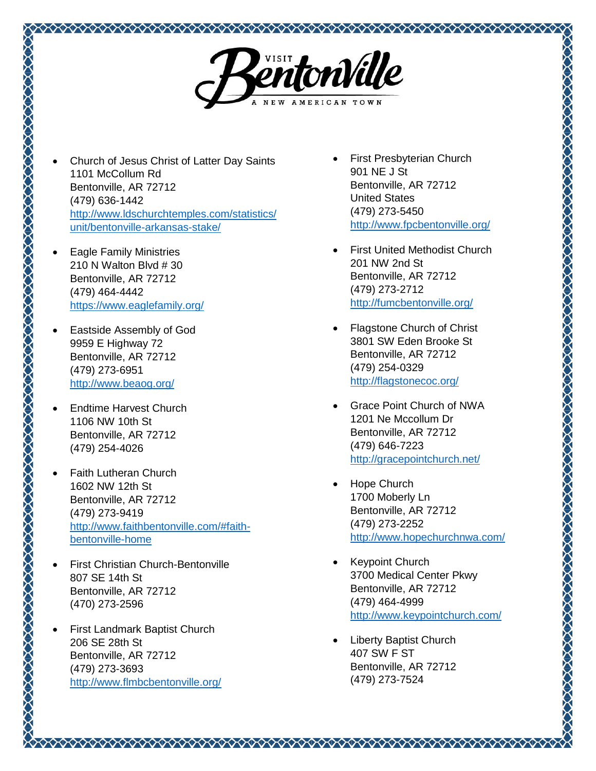- Church of Jesus Christ of Latter Day Saints
  1101 McCollum Rd
  Bentonville, AR 72712
  (479) 636-1442
  http://www.ldschurchtemples.com/statistics/unit/bentonville-arkansas-stake/

- Eagle Family Ministries
  210 N Walton Blvd # 30
  Bentonville, AR 72712
  (479) 464-4442
  https://www.eaglefamily.org/

- Eastside Assembly of God
  9959 E Highway 72
  Bentonville, AR 72712
  (479) 273-6951
  http://www.beaog.org/

- Endtime Harvest Church
  1106 NW 10th St
  Bentonville, AR 72712
  (479) 254-4026

- Faith Lutheran Church
  1602 NW 12th St
  Bentonville, AR 72712
  (479) 273-9419
  http://www.faithbentonville.com/#faith-bentonville-home

- First Christian Church-Bentonville
  807 SE 14th St
  Bentonville, AR 72712
  (470) 273-2596

- First Landmark Baptist Church
  206 SE 28th St
  Bentonville, AR 72712
  (479) 273-3693
  http://www.flmbcbentonville.org/

- First Presbyterian Church
  901 NE J St
  Bentonville, AR 72712
  United States
  (479) 273-5450
  http://www.fpcbentonville.org/

- First United Methodist Church
  201 NW 2nd St
  Bentonville, AR 72712
  (479) 273-2712
  http://fumcbentonville.org/

- Flagstone Church of Christ
  3801 SW Eden Brooke St
  Bentonville, AR 72712
  (479) 254-0329
  http://flagstonecoc.org/

- Grace Point Church of NWA
  1201 Ne Mccollum Dr
  Bentonville, AR 72712
  (479) 646-7223
  http://gracepointchurch.net/

- Hope Church
  1700 Moberly Ln
  Bentonville, AR 72712
  (479) 273-2252
  http://www.hopechurchnwa.com/

- Keypoint Church
  3700 Medical Center Pkwy
  Bentonville, AR 72712
  (479) 464-4999
  http://www.keypointchurch.com/

- Liberty Baptist Church
  407 SW F ST
  Bentonville, AR 72712
  (479) 273-7524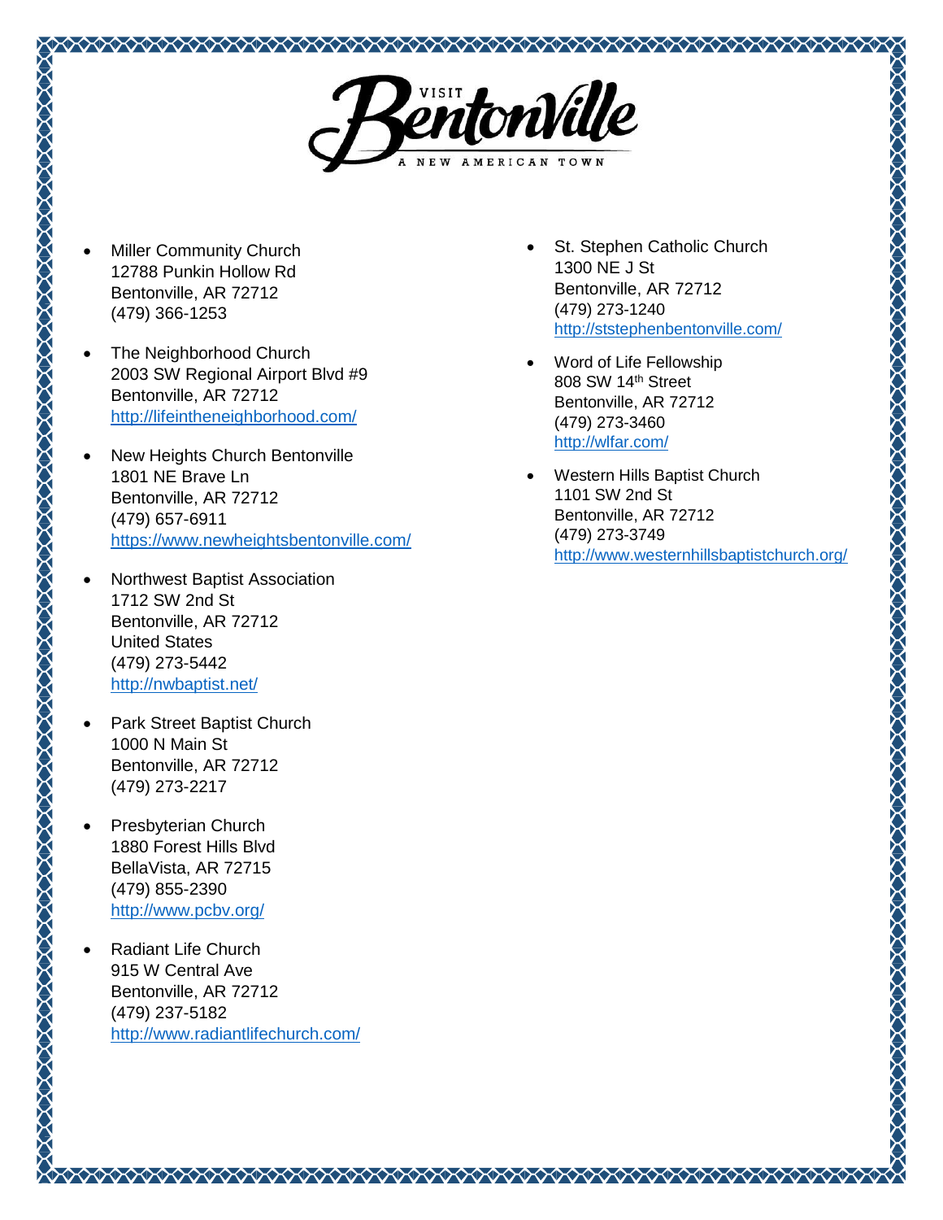VISIT Bentonville
A NEW AMERICAN TOWN

- Miller Community Church
  12788 Punkin Hollow Rd
  Bentonville, AR 72712
  (479) 366-1253

- The Neighborhood Church
  2003 SW Regional Airport Blvd #9
  Bentonville, AR 72712
  http://lifeintheneighborhood.com/

- New Heights Church Bentonville
  1801 NE Brave Ln
  Bentonville, AR 72712
  (479) 657-6911
  https://www.newheightsbentonville.com/

- Northwest Baptist Association
  1712 SW 2nd St
  Bentonville, AR 72712
  United States
  (479) 273-5442
  http://nwbaptist.net/

- Park Street Baptist Church
  1000 N Main St
  Bentonville, AR 72712
  (479) 273-2217

- Presbyterian Church
  1880 Forest Hills Blvd
  BellaVista, AR 72715
  (479) 855-2390
  http://www.pcbv.org/

- Radiant Life Church
  915 W Central Ave
  Bentonville, AR 72712
  (479) 237-5182
  http://www.radiantlifechurch.com/

- St. Stephen Catholic Church
  1300 NE J St
  Bentonville, AR 72712
  (479) 273-1240
  http://ststephenbentonville.com/

- Word of Life Fellowship
  808 SW 14th Street
  Bentonville, AR 72712
  (479) 273-3460
  http://wlfar.com/

- Western Hills Baptist Church
  1101 SW 2nd St
  Bentonville, AR 72712
  (479) 273-3749
  http://www.westernhillsbaptistchurch.org/